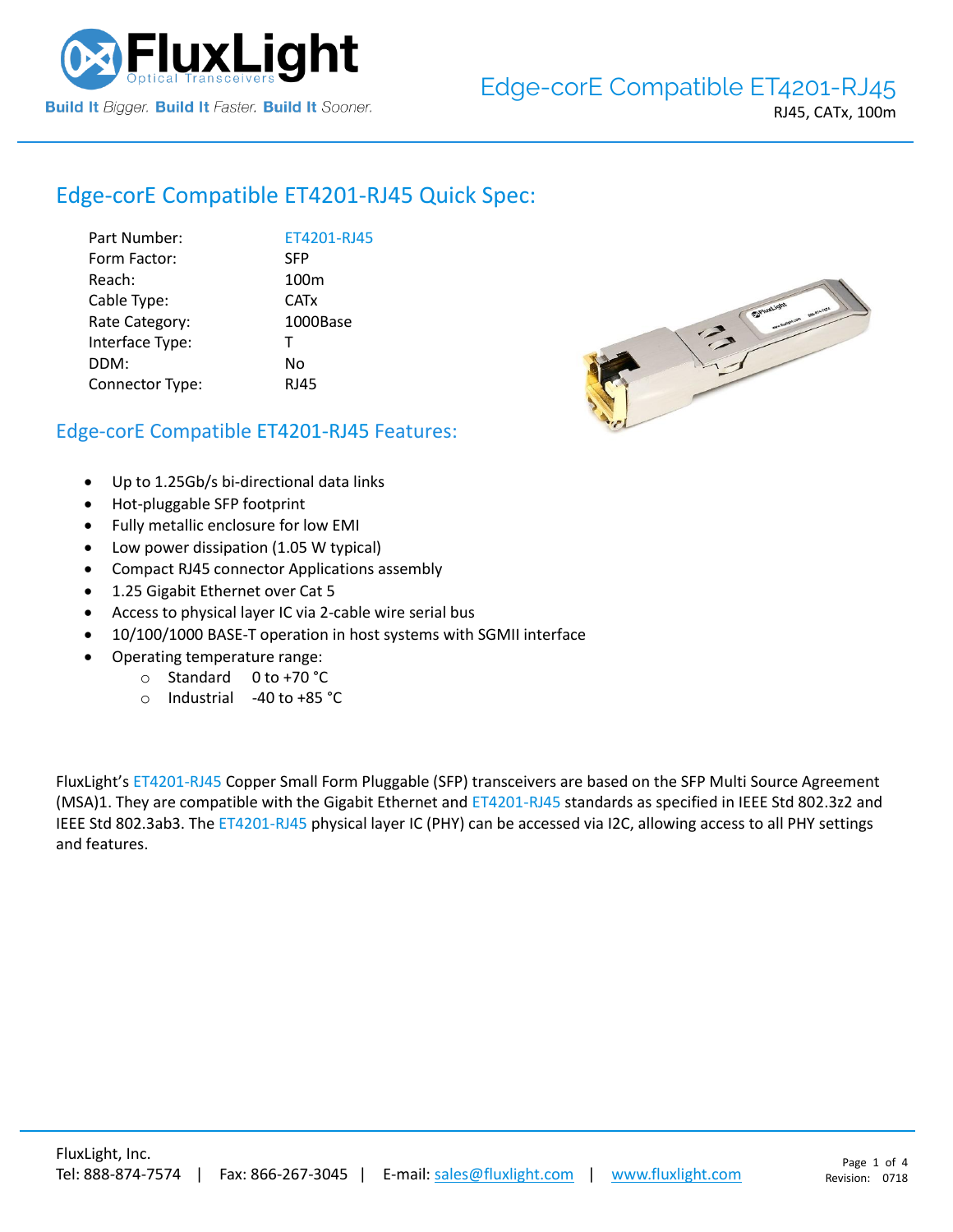# Edge-corE Compatible ET4201-RJ45

RJ45, CATx, 100m

## Edge-corE Compatible ET4201-RJ45 Quick Spec:

| | |
|---|---|
| Part Number: | ET4201-RJ45 |
| Form Factor: | SFP |
| Reach: | 100m |
| Cable Type: | CATx |
| Rate Category: | 1000Base |
| Interface Type: | T |
| DDM: | No |
| Connector Type: | RJ45 |

## Edge-corE Compatible ET4201-RJ45 Features:

- Up to 1.25Gb/s bi-directional data links
- Hot-pluggable SFP footprint
- Fully metallic enclosure for low EMI
- Low power dissipation (1.05 W typical)
- Compact RJ45 connector Applications assembly
- 1.25 Gigabit Ethernet over Cat 5
- Access to physical layer IC via 2-cable wire serial bus
- 10/100/1000 BASE-T operation in host systems with SGMII interface
- Operating temperature range:
  - Standard 0 to +70 °C
  - Industrial -40 to +85 °C

FluxLight's ET4201-RJ45 Copper Small Form Pluggable (SFP) transceivers are based on the SFP Multi Source Agreement (MSA)1. They are compatible with the Gigabit Ethernet and ET4201-RJ45 standards as specified in IEEE Std 802.3z2 and IEEE Std 802.3ab3. The ET4201-RJ45 physical layer IC (PHY) can be accessed via I2C, allowing access to all PHY settings and features.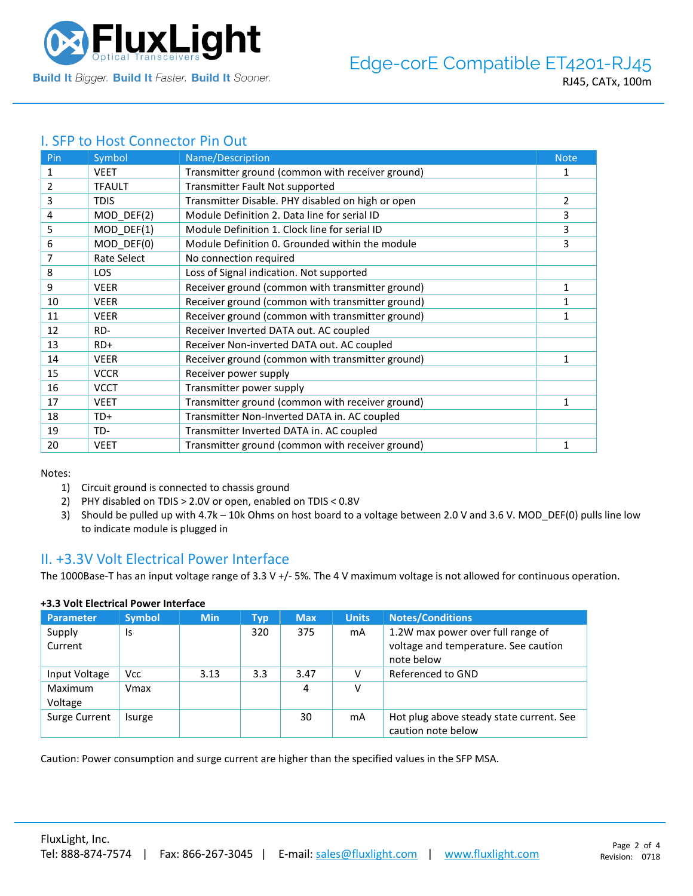## I. SFP to Host Connector Pin Out

| Pin | Symbol | Name/Description | Note |
|---|---|---|---|
| 1 | VEET | Transmitter ground (common with receiver ground) | 1 |
| 2 | TFAULT | Transmitter Fault Not supported | |
| 3 | TDIS | Transmitter Disable. PHY disabled on high or open | 2 |
| 4 | MOD_DEF(2) | Module Definition 2. Data line for serial ID | 3 |
| 5 | MOD_DEF(1) | Module Definition 1. Clock line for serial ID | 3 |
| 6 | MOD_DEF(0) | Module Definition 0. Grounded within the module | 3 |
| 7 | Rate Select | No connection required | |
| 8 | LOS | Loss of Signal indication. Not supported | |
| 9 | VEER | Receiver ground (common with transmitter ground) | 1 |
| 10 | VEER | Receiver ground (common with transmitter ground) | 1 |
| 11 | VEER | Receiver ground (common with transmitter ground) | 1 |
| 12 | RD- | Receiver Inverted DATA out. AC coupled | |
| 13 | RD+ | Receiver Non-inverted DATA out. AC coupled | |
| 14 | VEER | Receiver ground (common with transmitter ground) | 1 |
| 15 | VCCR | Receiver power supply | |
| 16 | VCCT | Transmitter power supply | |
| 17 | VEET | Transmitter ground (common with receiver ground) | 1 |
| 18 | TD+ | Transmitter Non-Inverted DATA in. AC coupled | |
| 19 | TD- | Transmitter Inverted DATA in. AC coupled | |
| 20 | VEET | Transmitter ground (common with receiver ground) | 1 |

Notes:

1) Circuit ground is connected to chassis ground
2) PHY disabled on TDIS > 2.0V or open, enabled on TDIS < 0.8V
3) Should be pulled up with 4.7k – 10k Ohms on host board to a voltage between 2.0 V and 3.6 V. MOD_DEF(0) pulls line low to indicate module is plugged in

## II. +3.3V Volt Electrical Power Interface

The 1000Base-T has an input voltage range of 3.3 V +/- 5%. The 4 V maximum voltage is not allowed for continuous operation.

**+3.3 Volt Electrical Power Interface**

| Parameter | Symbol | Min | Typ | Max | Units | Notes/Conditions |
|---|---|---|---|---|---|---|
| Supply Current | Is | | 320 | 375 | mA | 1.2W max power over full range of voltage and temperature. See caution note below |
| Input Voltage | Vcc | 3.13 | 3.3 | 3.47 | V | Referenced to GND |
| Maximum Voltage | Vmax | | | 4 | V | |
| Surge Current | Isurge | | | 30 | mA | Hot plug above steady state current. See caution note below |

Caution: Power consumption and surge current are higher than the specified values in the SFP MSA.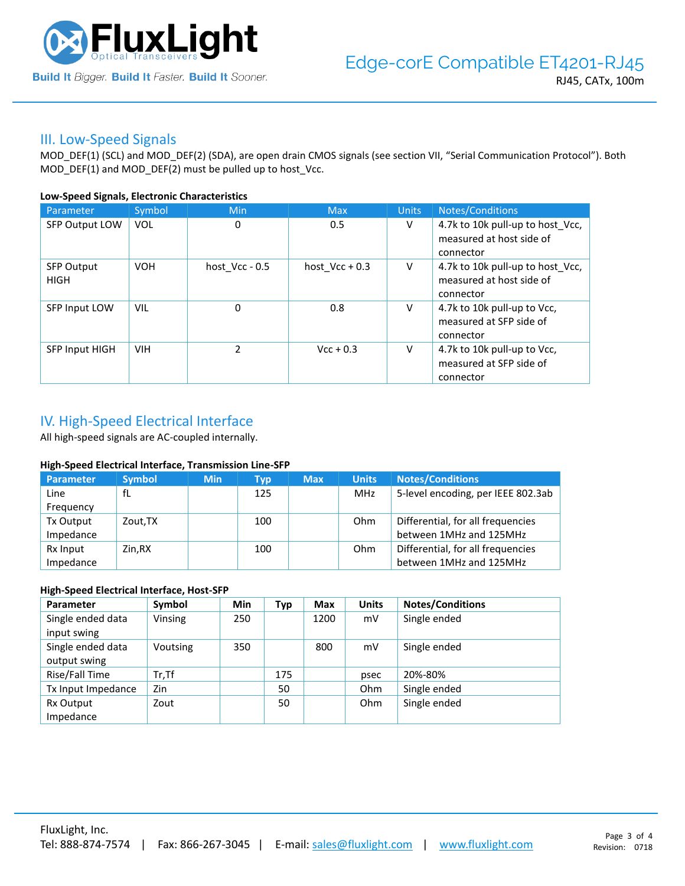## III. Low-Speed Signals

MOD_DEF(1) (SCL) and MOD_DEF(2) (SDA), are open drain CMOS signals (see section VII, "Serial Communication Protocol"). Both MOD_DEF(1) and MOD_DEF(2) must be pulled up to host_Vcc.

**Low-Speed Signals, Electronic Characteristics**

| Parameter | Symbol | Min | Max | Units | Notes/Conditions |
|---|---|---|---|---|---|
| SFP Output LOW | VOL | 0 | 0.5 | V | 4.7k to 10k pull-up to host_Vcc, measured at host side of connector |
| SFP Output HIGH | VOH | host_Vcc - 0.5 | host_Vcc + 0.3 | V | 4.7k to 10k pull-up to host_Vcc, measured at host side of connector |
| SFP Input LOW | VIL | 0 | 0.8 | V | 4.7k to 10k pull-up to Vcc, measured at SFP side of connector |
| SFP Input HIGH | VIH | 2 | Vcc + 0.3 | V | 4.7k to 10k pull-up to Vcc, measured at SFP side of connector |

## IV. High-Speed Electrical Interface

All high-speed signals are AC-coupled internally.

**High-Speed Electrical Interface, Transmission Line-SFP**

| Parameter | Symbol | Min | Typ | Max | Units | Notes/Conditions |
|---|---|---|---|---|---|---|
| Line Frequency | fL | | 125 | | MHz | 5-level encoding, per IEEE 802.3ab |
| Tx Output Impedance | Zout,TX | | 100 | | Ohm | Differential, for all frequencies between 1MHz and 125MHz |
| Rx Input Impedance | Zin,RX | | 100 | | Ohm | Differential, for all frequencies between 1MHz and 125MHz |

**High-Speed Electrical Interface, Host-SFP**

| Parameter | Symbol | Min | Typ | Max | Units | Notes/Conditions |
|---|---|---|---|---|---|---|
| Single ended data input swing | Vinsing | 250 | | 1200 | mV | Single ended |
| Single ended data output swing | Voutsing | 350 | | 800 | mV | Single ended |
| Rise/Fall Time | Tr,Tf | | 175 | | psec | 20%-80% |
| Tx Input Impedance | Zin | | 50 | | Ohm | Single ended |
| Rx Output Impedance | Zout | | 50 | | Ohm | Single ended |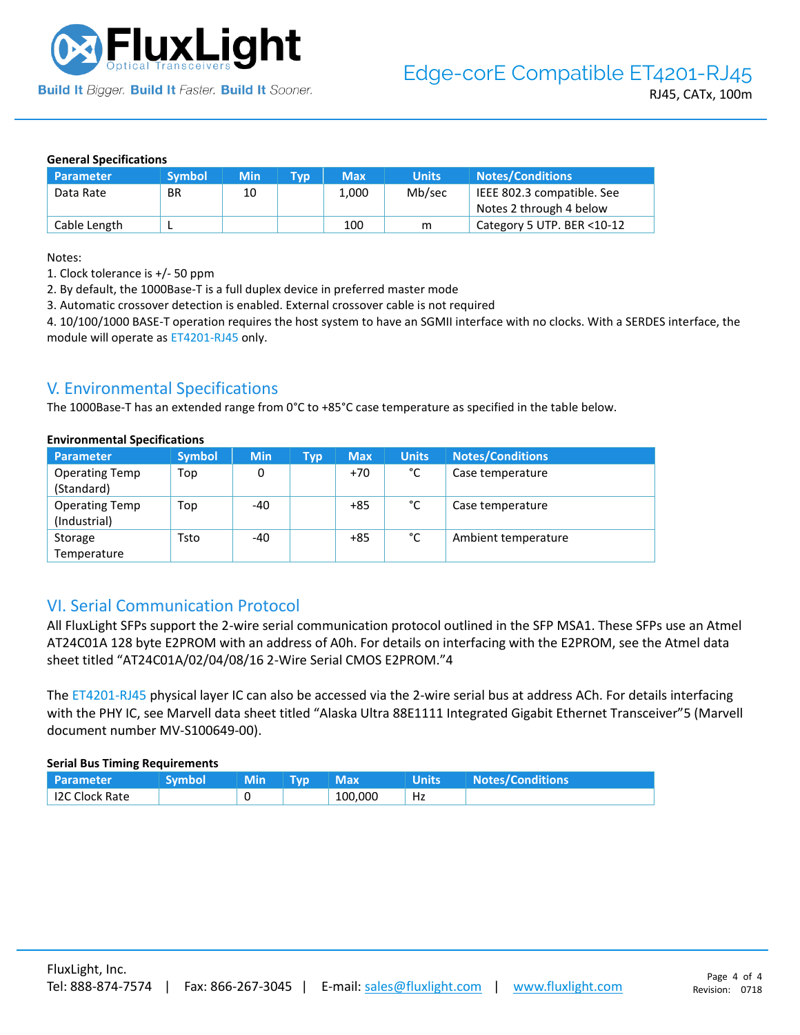**General Specifications**

| Parameter | Symbol | Min | Typ | Max | Units | Notes/Conditions |
|---|---|---|---|---|---|---|
| Data Rate | BR | 10 | | 1,000 | Mb/sec | IEEE 802.3 compatible. See Notes 2 through 4 below |
| Cable Length | L | | | 100 | m | Category 5 UTP. BER <10-12 |

Notes:

1. Clock tolerance is +/- 50 ppm
2. By default, the 1000Base-T is a full duplex device in preferred master mode
3. Automatic crossover detection is enabled. External crossover cable is not required
4. 10/100/1000 BASE-T operation requires the host system to have an SGMII interface with no clocks. With a SERDES interface, the module will operate as ET4201-RJ45 only.

## V. Environmental Specifications

The 1000Base-T has an extended range from 0°C to +85°C case temperature as specified in the table below.

**Environmental Specifications**

| Parameter | Symbol | Min | Typ | Max | Units | Notes/Conditions |
|---|---|---|---|---|---|---|
| Operating Temp (Standard) | Top | 0 | | +70 | °C | Case temperature |
| Operating Temp (Industrial) | Top | -40 | | +85 | °C | Case temperature |
| Storage Temperature | Tsto | -40 | | +85 | °C | Ambient temperature |

## VI. Serial Communication Protocol

All FluxLight SFPs support the 2-wire serial communication protocol outlined in the SFP MSA1. These SFPs use an Atmel AT24C01A 128 byte E2PROM with an address of A0h. For details on interfacing with the E2PROM, see the Atmel data sheet titled "AT24C01A/02/04/08/16 2-Wire Serial CMOS E2PROM."4

The ET4201-RJ45 physical layer IC can also be accessed via the 2-wire serial bus at address ACh. For details interfacing with the PHY IC, see Marvell data sheet titled "Alaska Ultra 88E1111 Integrated Gigabit Ethernet Transceiver"5 (Marvell document number MV-S100649-00).

**Serial Bus Timing Requirements**

| Parameter | Symbol | Min | Typ | Max | Units | Notes/Conditions |
|---|---|---|---|---|---|---|
| I2C Clock Rate | | 0 | | 100,000 | Hz | |